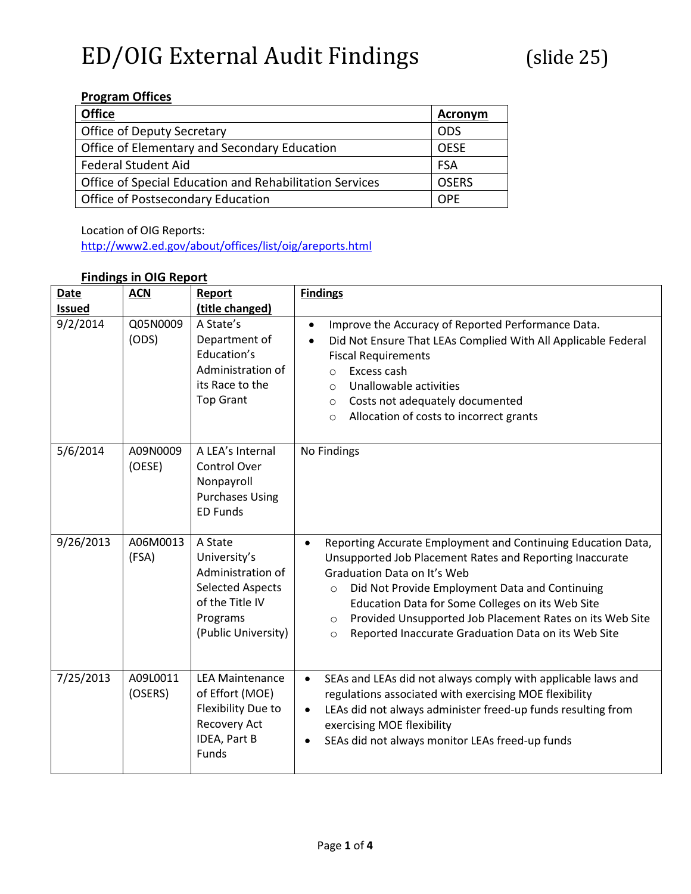# ED/OIG External Audit Findings (slide 25)

**Program Offices**

| **Office** | **Acronym** |
|---|---|
| Office of Deputy Secretary | ODS |
| Office of Elementary and Secondary Education | OESE |
| Federal Student Aid | FSA |
| Office of Special Education and Rehabilitation Services | OSERS |
| Office of Postsecondary Education | OPE |

Location of OIG Reports:
http://www2.ed.gov/about/offices/list/oig/areports.html

**Findings in OIG Report**

| **Date Issued** | **ACN** | **Report (title changed)** | **Findings** |
|---|---|---|---|
| 9/2/2014 | Q05N0009 (ODS) | A State's Department of Education's Administration of its Race to the Top Grant | • Improve the Accuracy of Reported Performance Data.<br>• Did Not Ensure That LEAs Complied With All Applicable Federal Fiscal Requirements<br>  ○ Excess cash<br>  ○ Unallowable activities<br>  ○ Costs not adequately documented<br>  ○ Allocation of costs to incorrect grants |
| 5/6/2014 | A09N0009 (OESE) | A LEA's Internal Control Over Nonpayroll Purchases Using ED Funds | No Findings |
| 9/26/2013 | A06M0013 (FSA) | A State University's Administration of Selected Aspects of the Title IV Programs (Public University) | • Reporting Accurate Employment and Continuing Education Data, Unsupported Job Placement Rates and Reporting Inaccurate Graduation Data on It's Web<br>  ○ Did Not Provide Employment Data and Continuing Education Data for Some Colleges on its Web Site<br>  ○ Provided Unsupported Job Placement Rates on its Web Site<br>  ○ Reported Inaccurate Graduation Data on its Web Site |
| 7/25/2013 | A09L0011 (OSERS) | LEA Maintenance of Effort (MOE) Flexibility Due to Recovery Act IDEA, Part B Funds | • SEAs and LEAs did not always comply with applicable laws and regulations associated with exercising MOE flexibility<br>• LEAs did not always administer freed-up funds resulting from exercising MOE flexibility<br>• SEAs did not always monitor LEAs freed-up funds |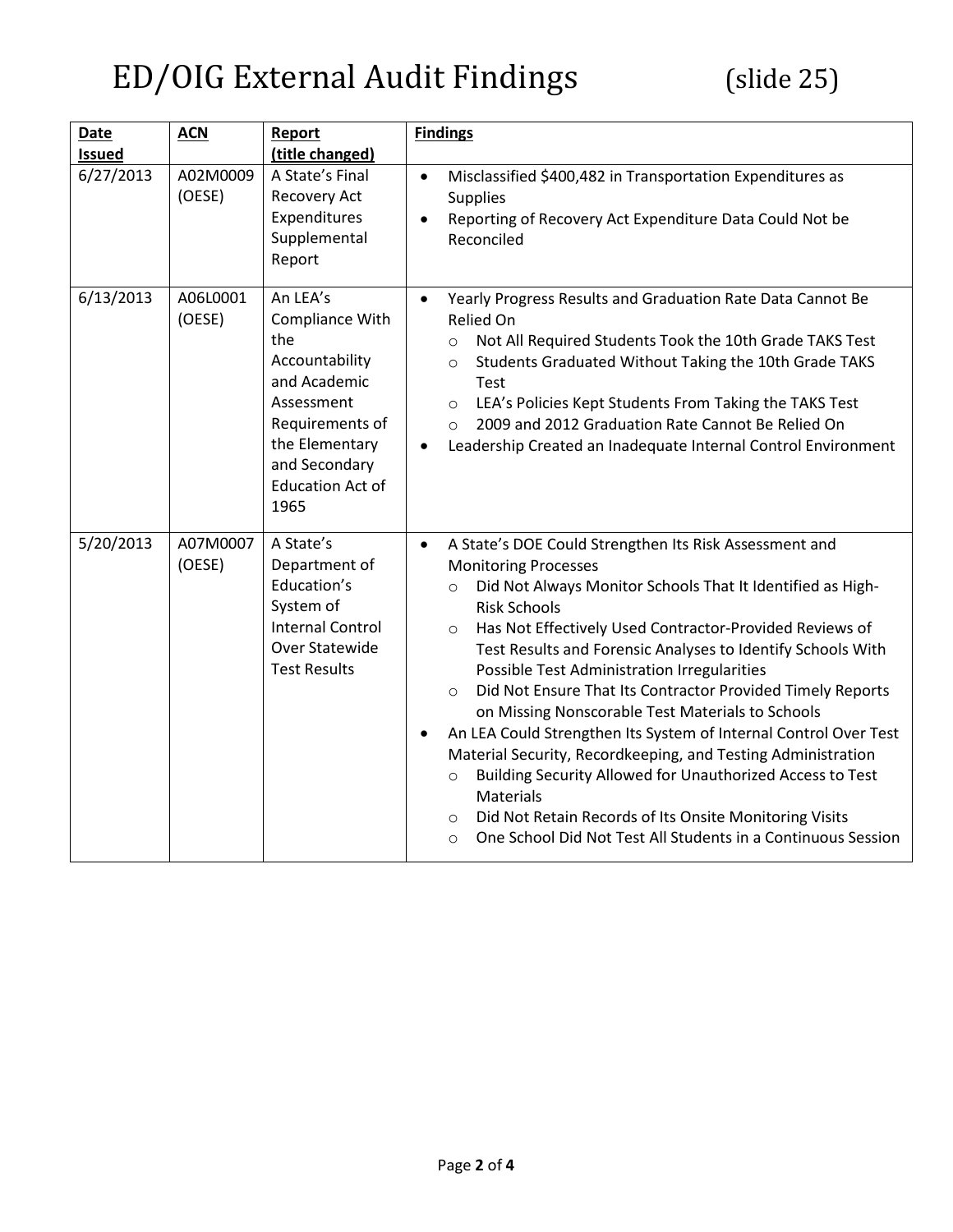# ED/OIG External Audit Findings (slide 25)

| Date Issued | ACN | Report (title changed) | Findings |
|---|---|---|---|
| 6/27/2013 | A02M0009 (OESE) | A State's Final Recovery Act Expenditures Supplemental Report | • Misclassified $400,482 in Transportation Expenditures as Supplies<br>• Reporting of Recovery Act Expenditure Data Could Not be Reconciled |
| 6/13/2013 | A06L0001 (OESE) | An LEA's Compliance With the Accountability and Academic Assessment Requirements of the Elementary and Secondary Education Act of 1965 | • Yearly Progress Results and Graduation Rate Data Cannot Be Relied On<br>&nbsp;&nbsp;&nbsp;&nbsp;○ Not All Required Students Took the 10th Grade TAKS Test<br>&nbsp;&nbsp;&nbsp;&nbsp;○ Students Graduated Without Taking the 10th Grade TAKS Test<br>&nbsp;&nbsp;&nbsp;&nbsp;○ LEA's Policies Kept Students From Taking the TAKS Test<br>&nbsp;&nbsp;&nbsp;&nbsp;○ 2009 and 2012 Graduation Rate Cannot Be Relied On<br>• Leadership Created an Inadequate Internal Control Environment |
| 5/20/2013 | A07M0007 (OESE) | A State's Department of Education's System of Internal Control Over Statewide Test Results | • A State's DOE Could Strengthen Its Risk Assessment and Monitoring Processes<br>&nbsp;&nbsp;&nbsp;&nbsp;○ Did Not Always Monitor Schools That It Identified as High-Risk Schools<br>&nbsp;&nbsp;&nbsp;&nbsp;○ Has Not Effectively Used Contractor-Provided Reviews of Test Results and Forensic Analyses to Identify Schools With Possible Test Administration Irregularities<br>&nbsp;&nbsp;&nbsp;&nbsp;○ Did Not Ensure That Its Contractor Provided Timely Reports on Missing Nonscorable Test Materials to Schools<br>• An LEA Could Strengthen Its System of Internal Control Over Test Material Security, Recordkeeping, and Testing Administration<br>&nbsp;&nbsp;&nbsp;&nbsp;○ Building Security Allowed for Unauthorized Access to Test Materials<br>&nbsp;&nbsp;&nbsp;&nbsp;○ Did Not Retain Records of Its Onsite Monitoring Visits<br>&nbsp;&nbsp;&nbsp;&nbsp;○ One School Did Not Test All Students in a Continuous Session |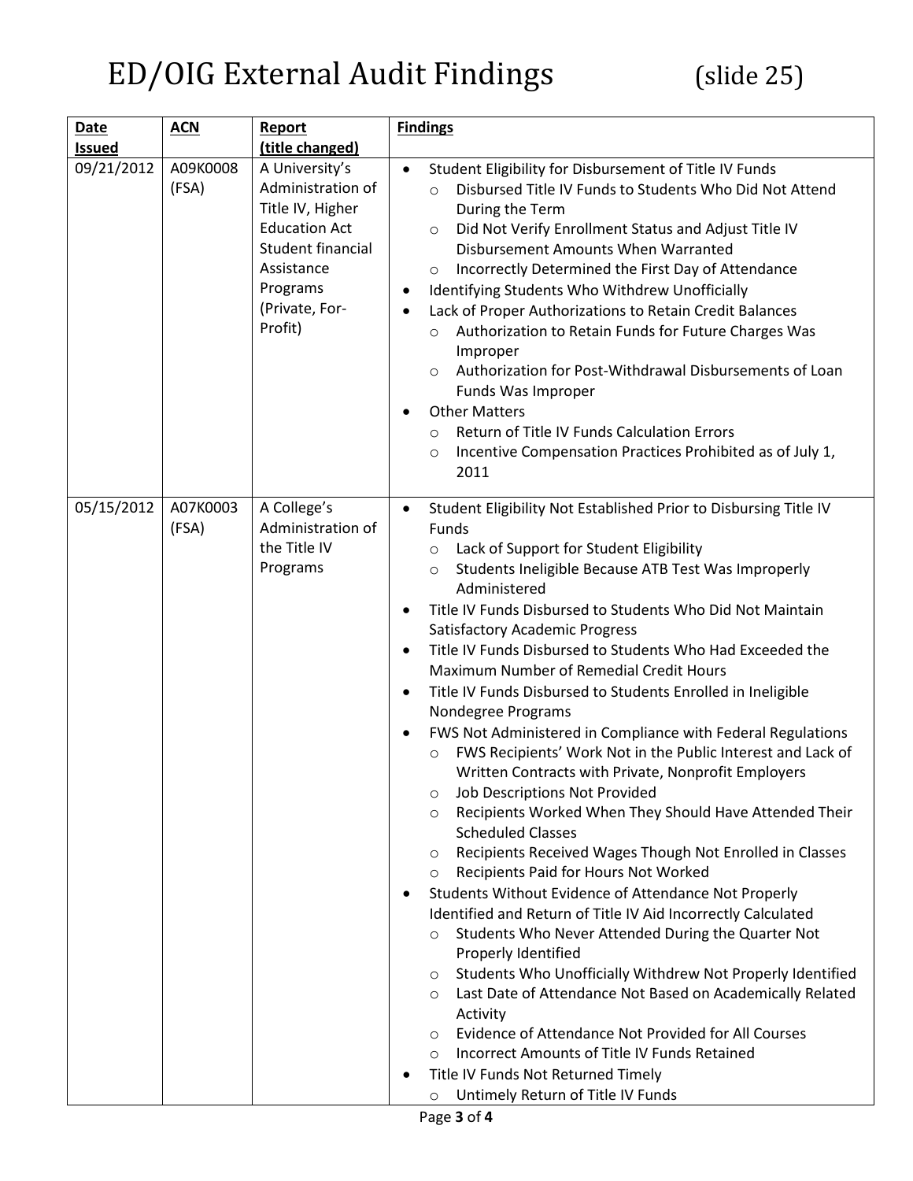# ED/OIG External Audit Findings (slide 25)

| Date Issued | ACN | Report (title changed) | Findings |
|---|---|---|---|
| 09/21/2012 | A09K0008 (FSA) | A University's Administration of Title IV, Higher Education Act Student financial Assistance Programs (Private, For-Profit) | • Student Eligibility for Disbursement of Title IV Funds<br>&nbsp;&nbsp;○ Disbursed Title IV Funds to Students Who Did Not Attend During the Term<br>&nbsp;&nbsp;○ Did Not Verify Enrollment Status and Adjust Title IV Disbursement Amounts When Warranted<br>&nbsp;&nbsp;○ Incorrectly Determined the First Day of Attendance<br>• Identifying Students Who Withdrew Unofficially<br>• Lack of Proper Authorizations to Retain Credit Balances<br>&nbsp;&nbsp;○ Authorization to Retain Funds for Future Charges Was Improper<br>&nbsp;&nbsp;○ Authorization for Post-Withdrawal Disbursements of Loan Funds Was Improper<br>• Other Matters<br>&nbsp;&nbsp;○ Return of Title IV Funds Calculation Errors<br>&nbsp;&nbsp;○ Incentive Compensation Practices Prohibited as of July 1, 2011 |
| 05/15/2012 | A07K0003 (FSA) | A College's Administration of the Title IV Programs | • Student Eligibility Not Established Prior to Disbursing Title IV Funds<br>&nbsp;&nbsp;○ Lack of Support for Student Eligibility<br>&nbsp;&nbsp;○ Students Ineligible Because ATB Test Was Improperly Administered<br>• Title IV Funds Disbursed to Students Who Did Not Maintain Satisfactory Academic Progress<br>• Title IV Funds Disbursed to Students Who Had Exceeded the Maximum Number of Remedial Credit Hours<br>• Title IV Funds Disbursed to Students Enrolled in Ineligible Nondegree Programs<br>• FWS Not Administered in Compliance with Federal Regulations<br>&nbsp;&nbsp;○ FWS Recipients' Work Not in the Public Interest and Lack of Written Contracts with Private, Nonprofit Employers<br>&nbsp;&nbsp;○ Job Descriptions Not Provided<br>&nbsp;&nbsp;○ Recipients Worked When They Should Have Attended Their Scheduled Classes<br>&nbsp;&nbsp;○ Recipients Received Wages Though Not Enrolled in Classes<br>&nbsp;&nbsp;○ Recipients Paid for Hours Not Worked<br>• Students Without Evidence of Attendance Not Properly Identified and Return of Title IV Aid Incorrectly Calculated<br>&nbsp;&nbsp;○ Students Who Never Attended During the Quarter Not Properly Identified<br>&nbsp;&nbsp;○ Students Who Unofficially Withdrew Not Properly Identified<br>&nbsp;&nbsp;○ Last Date of Attendance Not Based on Academically Related Activity<br>&nbsp;&nbsp;○ Evidence of Attendance Not Provided for All Courses<br>&nbsp;&nbsp;○ Incorrect Amounts of Title IV Funds Retained<br>• Title IV Funds Not Returned Timely<br>&nbsp;&nbsp;○ Untimely Return of Title IV Funds |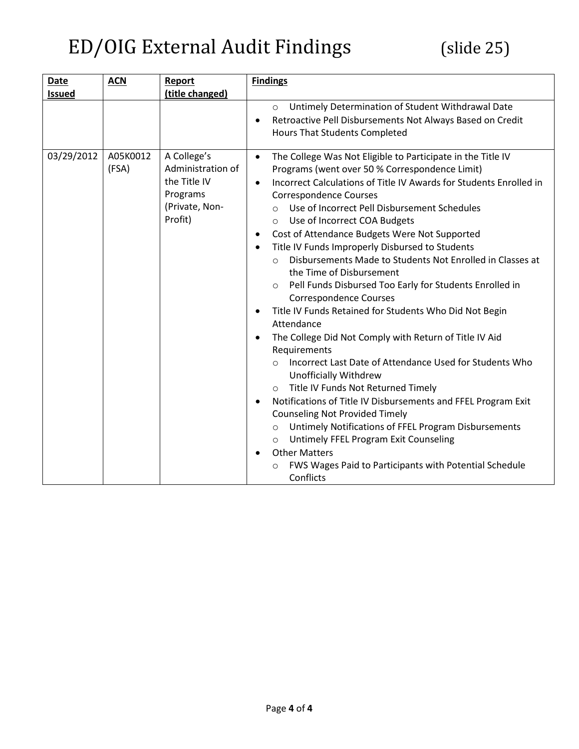# ED/OIG External Audit Findings (slide 25)

| Date Issued | ACN | Report (title changed) | Findings |
|---|---|---|---|
| | | | ◦ Untimely Determination of Student Withdrawal Date<br>• Retroactive Pell Disbursements Not Always Based on Credit Hours That Students Completed |
| 03/29/2012 | A05K0012 (FSA) | A College's Administration of the Title IV Programs (Private, Non-Profit) | • The College Was Not Eligible to Participate in the Title IV Programs (went over 50 % Correspondence Limit)<br>• Incorrect Calculations of Title IV Awards for Students Enrolled in Correspondence Courses<br>◦ Use of Incorrect Pell Disbursement Schedules<br>◦ Use of Incorrect COA Budgets<br>• Cost of Attendance Budgets Were Not Supported<br>• Title IV Funds Improperly Disbursed to Students<br>◦ Disbursements Made to Students Not Enrolled in Classes at the Time of Disbursement<br>◦ Pell Funds Disbursed Too Early for Students Enrolled in Correspondence Courses<br>• Title IV Funds Retained for Students Who Did Not Begin Attendance<br>• The College Did Not Comply with Return of Title IV Aid Requirements<br>◦ Incorrect Last Date of Attendance Used for Students Who Unofficially Withdrew<br>◦ Title IV Funds Not Returned Timely<br>• Notifications of Title IV Disbursements and FFEL Program Exit Counseling Not Provided Timely<br>◦ Untimely Notifications of FFEL Program Disbursements<br>◦ Untimely FFEL Program Exit Counseling<br>• Other Matters<br>◦ FWS Wages Paid to Participants with Potential Schedule Conflicts |